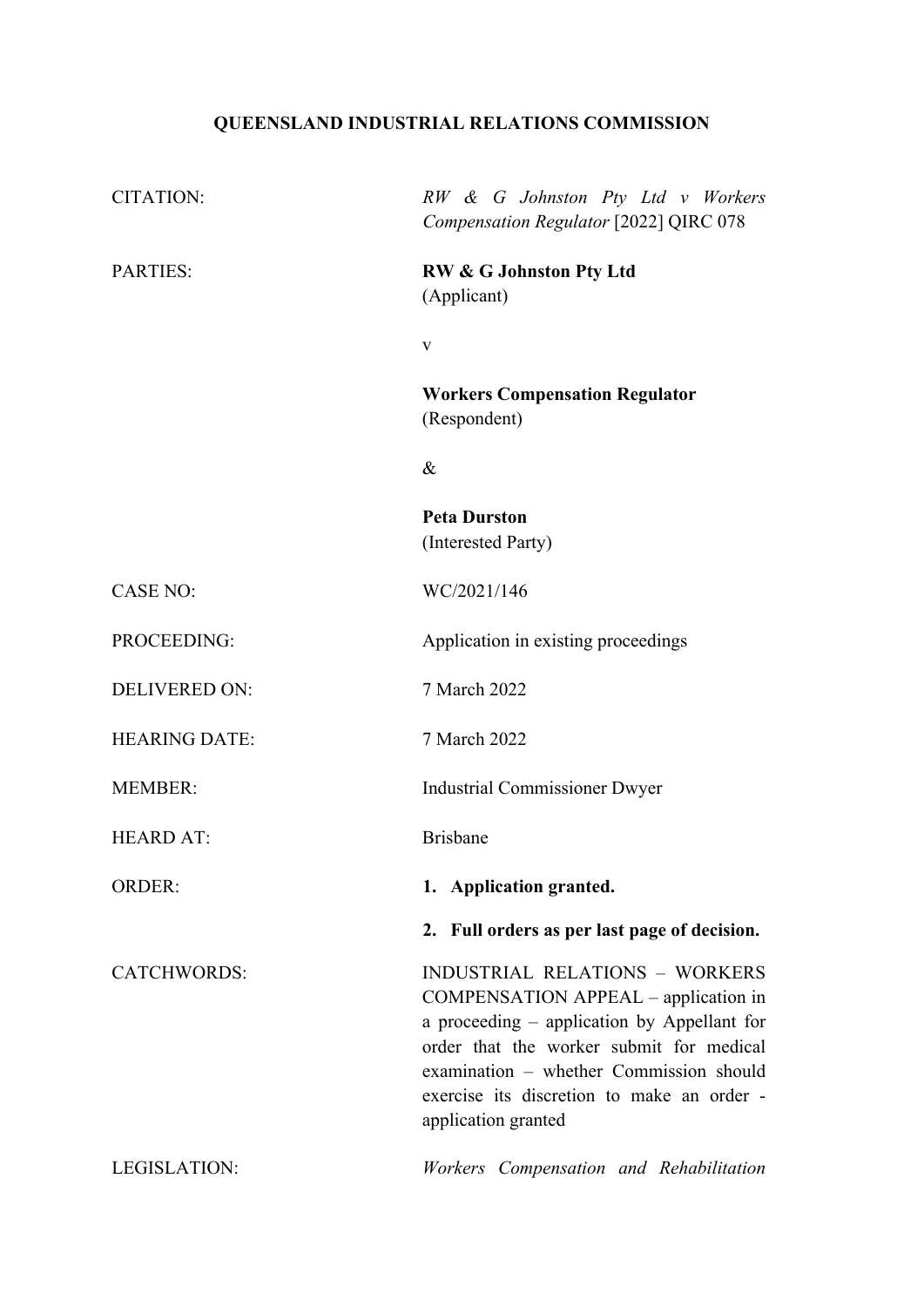**QUEENSLAND INDUSTRIAL RELATIONS COMMISSION**

| | |
|---|---|
| CITATION: | *RW & G Johnston Pty Ltd v Workers Compensation Regulator* [2022] QIRC 078 |
| PARTIES: | **RW & G Johnston Pty Ltd**<br>(Applicant)<br><br>v<br><br>**Workers Compensation Regulator**<br>(Respondent)<br><br>&<br><br>**Peta Durston**<br>(Interested Party) |
| CASE NO: | WC/2021/146 |
| PROCEEDING: | Application in existing proceedings |
| DELIVERED ON: | 7 March 2022 |
| HEARING DATE: | 7 March 2022 |
| MEMBER: | Industrial Commissioner Dwyer |
| HEARD AT: | Brisbane |
| ORDER: | **1. Application granted.**<br><br>**2. Full orders as per last page of decision.** |
| CATCHWORDS: | INDUSTRIAL RELATIONS – WORKERS COMPENSATION APPEAL – application in a proceeding – application by Appellant for order that the worker submit for medical examination – whether Commission should exercise its discretion to make an order - application granted |
| LEGISLATION: | *Workers Compensation and Rehabilitation* |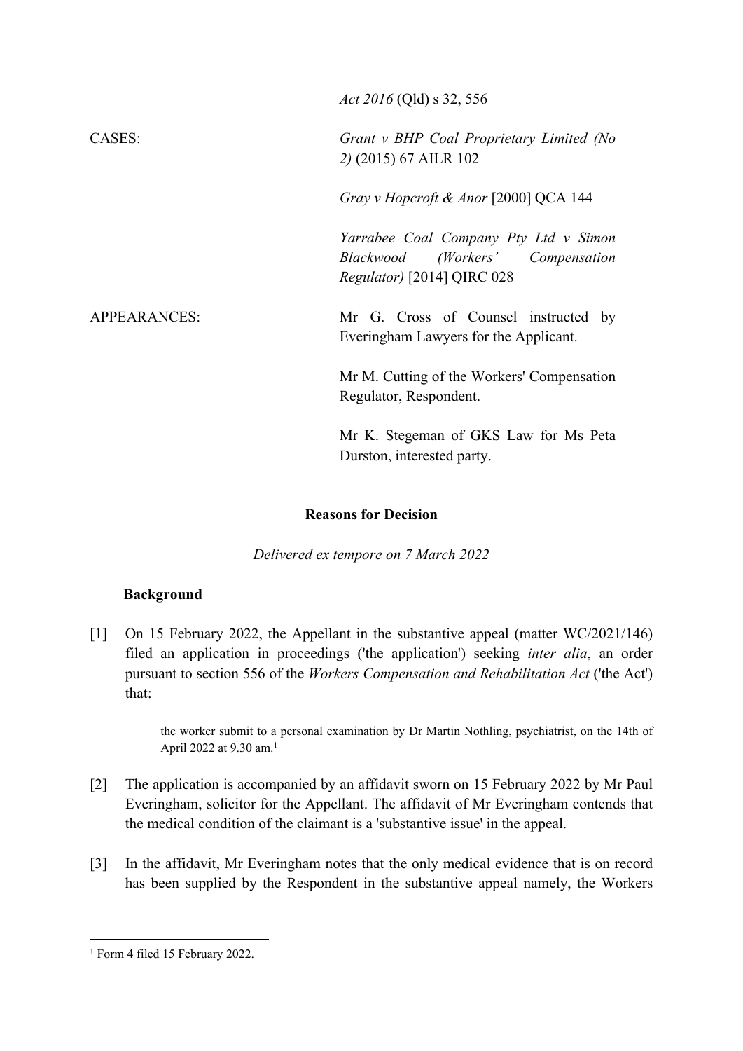| | |
|---|---|
| | *Act 2016* (Qld) s 32, 556 |
| CASES: | *Grant v BHP Coal Proprietary Limited (No 2)* (2015) 67 AILR 102 |
| | *Gray v Hopcroft & Anor* [2000] QCA 144 |
| | *Yarrabee Coal Company Pty Ltd v Simon Blackwood (Workers' Compensation Regulator)* [2014] QIRC 028 |
| APPEARANCES: | Mr G. Cross of Counsel instructed by Everingham Lawyers for the Applicant. |
| | Mr M. Cutting of the Workers' Compensation Regulator, Respondent. |
| | Mr K. Stegeman of GKS Law for Ms Peta Durston, interested party. |

**Reasons for Decision**

*Delivered ex tempore on 7 March 2022*

**Background**

[1] On 15 February 2022, the Appellant in the substantive appeal (matter WC/2021/146) filed an application in proceedings ('the application') seeking *inter alia*, an order pursuant to section 556 of the *Workers Compensation and Rehabilitation Act* ('the Act') that:

> the worker submit to a personal examination by Dr Martin Nothling, psychiatrist, on the 14th of April 2022 at 9.30 am.[1]

[2] The application is accompanied by an affidavit sworn on 15 February 2022 by Mr Paul Everingham, solicitor for the Appellant. The affidavit of Mr Everingham contends that the medical condition of the claimant is a 'substantive issue' in the appeal.

[3] In the affidavit, Mr Everingham notes that the only medical evidence that is on record has been supplied by the Respondent in the substantive appeal namely, the Workers

[1] Form 4 filed 15 February 2022.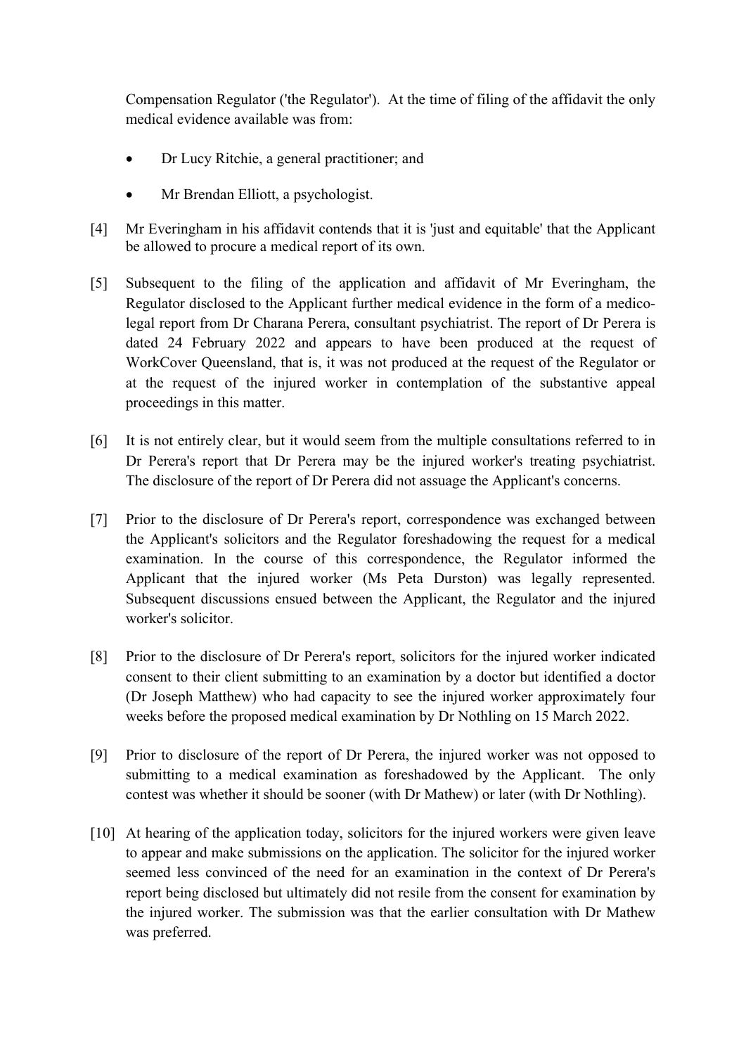Compensation Regulator ('the Regulator'). At the time of filing of the affidavit the only medical evidence available was from:

- Dr Lucy Ritchie, a general practitioner; and
- Mr Brendan Elliott, a psychologist.

[4] Mr Everingham in his affidavit contends that it is 'just and equitable' that the Applicant be allowed to procure a medical report of its own.

[5] Subsequent to the filing of the application and affidavit of Mr Everingham, the Regulator disclosed to the Applicant further medical evidence in the form of a medico-legal report from Dr Charana Perera, consultant psychiatrist. The report of Dr Perera is dated 24 February 2022 and appears to have been produced at the request of WorkCover Queensland, that is, it was not produced at the request of the Regulator or at the request of the injured worker in contemplation of the substantive appeal proceedings in this matter.

[6] It is not entirely clear, but it would seem from the multiple consultations referred to in Dr Perera's report that Dr Perera may be the injured worker's treating psychiatrist. The disclosure of the report of Dr Perera did not assuage the Applicant's concerns.

[7] Prior to the disclosure of Dr Perera's report, correspondence was exchanged between the Applicant's solicitors and the Regulator foreshadowing the request for a medical examination. In the course of this correspondence, the Regulator informed the Applicant that the injured worker (Ms Peta Durston) was legally represented. Subsequent discussions ensued between the Applicant, the Regulator and the injured worker's solicitor.

[8] Prior to the disclosure of Dr Perera's report, solicitors for the injured worker indicated consent to their client submitting to an examination by a doctor but identified a doctor (Dr Joseph Matthew) who had capacity to see the injured worker approximately four weeks before the proposed medical examination by Dr Nothling on 15 March 2022.

[9] Prior to disclosure of the report of Dr Perera, the injured worker was not opposed to submitting to a medical examination as foreshadowed by the Applicant. The only contest was whether it should be sooner (with Dr Mathew) or later (with Dr Nothling).

[10] At hearing of the application today, solicitors for the injured workers were given leave to appear and make submissions on the application. The solicitor for the injured worker seemed less convinced of the need for an examination in the context of Dr Perera's report being disclosed but ultimately did not resile from the consent for examination by the injured worker. The submission was that the earlier consultation with Dr Mathew was preferred.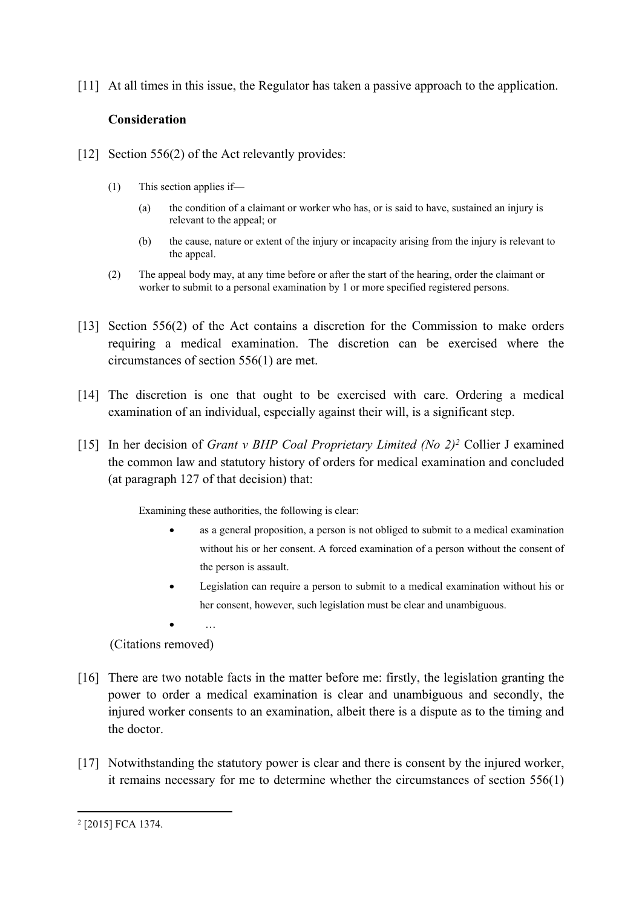[11] At all times in this issue, the Regulator has taken a passive approach to the application.

**Consideration**

[12] Section 556(2) of the Act relevantly provides:

> (1) This section applies if—
>
> (a) the condition of a claimant or worker who has, or is said to have, sustained an injury is relevant to the appeal; or
>
> (b) the cause, nature or extent of the injury or incapacity arising from the injury is relevant to the appeal.
>
> (2) The appeal body may, at any time before or after the start of the hearing, order the claimant or worker to submit to a personal examination by 1 or more specified registered persons.

[13] Section 556(2) of the Act contains a discretion for the Commission to make orders requiring a medical examination. The discretion can be exercised where the circumstances of section 556(1) are met.

[14] The discretion is one that ought to be exercised with care. Ordering a medical examination of an individual, especially against their will, is a significant step.

[15] In her decision of *Grant v BHP Coal Proprietary Limited (No 2)*[2] Collier J examined the common law and statutory history of orders for medical examination and concluded (at paragraph 127 of that decision) that:

> Examining these authorities, the following is clear:
>
> - as a general proposition, a person is not obliged to submit to a medical examination without his or her consent. A forced examination of a person without the consent of the person is assault.
> - Legislation can require a person to submit to a medical examination without his or her consent, however, such legislation must be clear and unambiguous.
> - …

(Citations removed)

[16] There are two notable facts in the matter before me: firstly, the legislation granting the power to order a medical examination is clear and unambiguous and secondly, the injured worker consents to an examination, albeit there is a dispute as to the timing and the doctor.

[17] Notwithstanding the statutory power is clear and there is consent by the injured worker, it remains necessary for me to determine whether the circumstances of section 556(1)

---

[2] [2015] FCA 1374.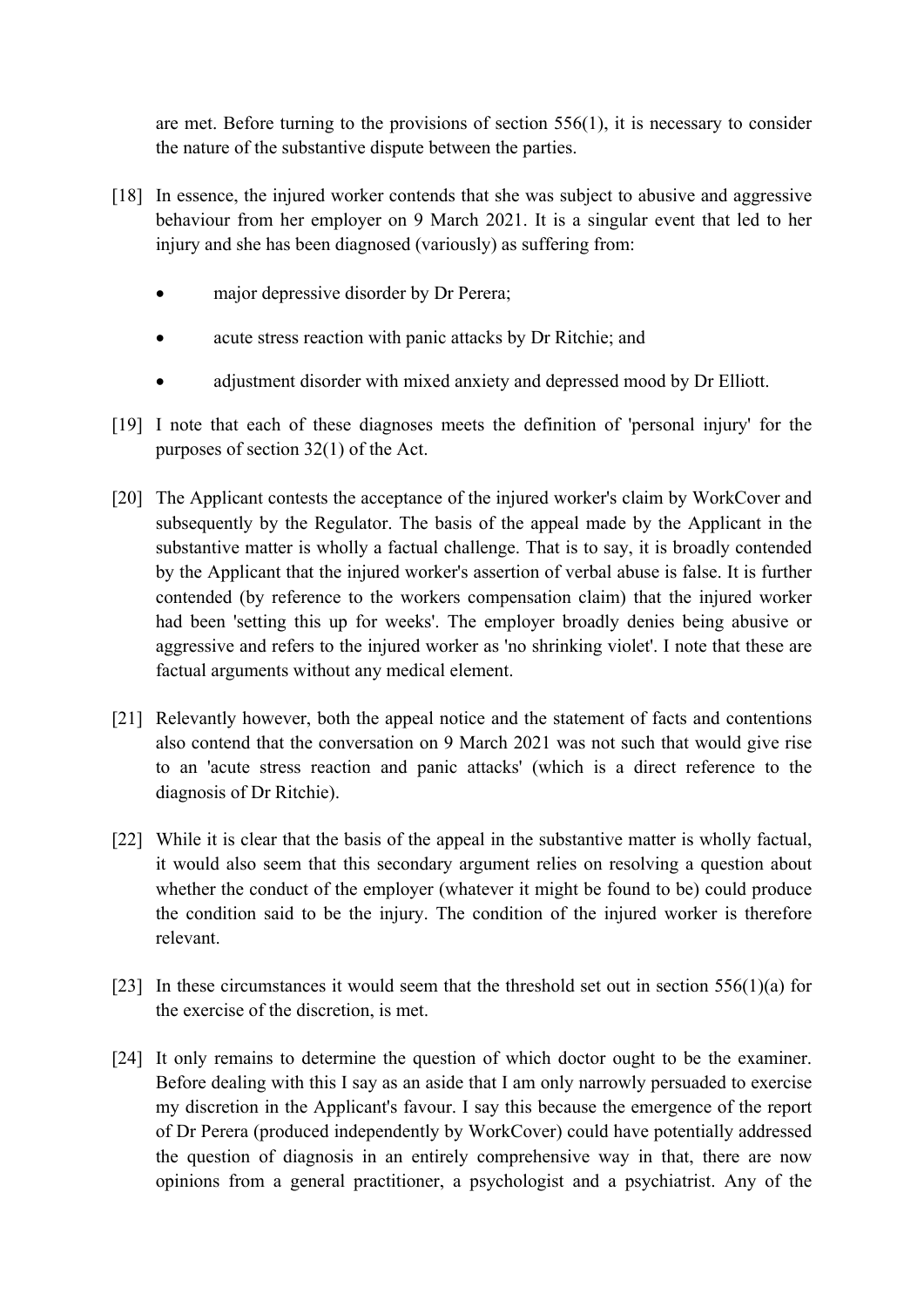are met. Before turning to the provisions of section 556(1), it is necessary to consider the nature of the substantive dispute between the parties.

[18] In essence, the injured worker contends that she was subject to abusive and aggressive behaviour from her employer on 9 March 2021. It is a singular event that led to her injury and she has been diagnosed (variously) as suffering from:

- major depressive disorder by Dr Perera;
- acute stress reaction with panic attacks by Dr Ritchie; and
- adjustment disorder with mixed anxiety and depressed mood by Dr Elliott.

[19] I note that each of these diagnoses meets the definition of 'personal injury' for the purposes of section 32(1) of the Act.

[20] The Applicant contests the acceptance of the injured worker's claim by WorkCover and subsequently by the Regulator. The basis of the appeal made by the Applicant in the substantive matter is wholly a factual challenge. That is to say, it is broadly contended by the Applicant that the injured worker's assertion of verbal abuse is false. It is further contended (by reference to the workers compensation claim) that the injured worker had been 'setting this up for weeks'. The employer broadly denies being abusive or aggressive and refers to the injured worker as 'no shrinking violet'. I note that these are factual arguments without any medical element.

[21] Relevantly however, both the appeal notice and the statement of facts and contentions also contend that the conversation on 9 March 2021 was not such that would give rise to an 'acute stress reaction and panic attacks' (which is a direct reference to the diagnosis of Dr Ritchie).

[22] While it is clear that the basis of the appeal in the substantive matter is wholly factual, it would also seem that this secondary argument relies on resolving a question about whether the conduct of the employer (whatever it might be found to be) could produce the condition said to be the injury. The condition of the injured worker is therefore relevant.

[23] In these circumstances it would seem that the threshold set out in section 556(1)(a) for the exercise of the discretion, is met.

[24] It only remains to determine the question of which doctor ought to be the examiner. Before dealing with this I say as an aside that I am only narrowly persuaded to exercise my discretion in the Applicant's favour. I say this because the emergence of the report of Dr Perera (produced independently by WorkCover) could have potentially addressed the question of diagnosis in an entirely comprehensive way in that, there are now opinions from a general practitioner, a psychologist and a psychiatrist. Any of the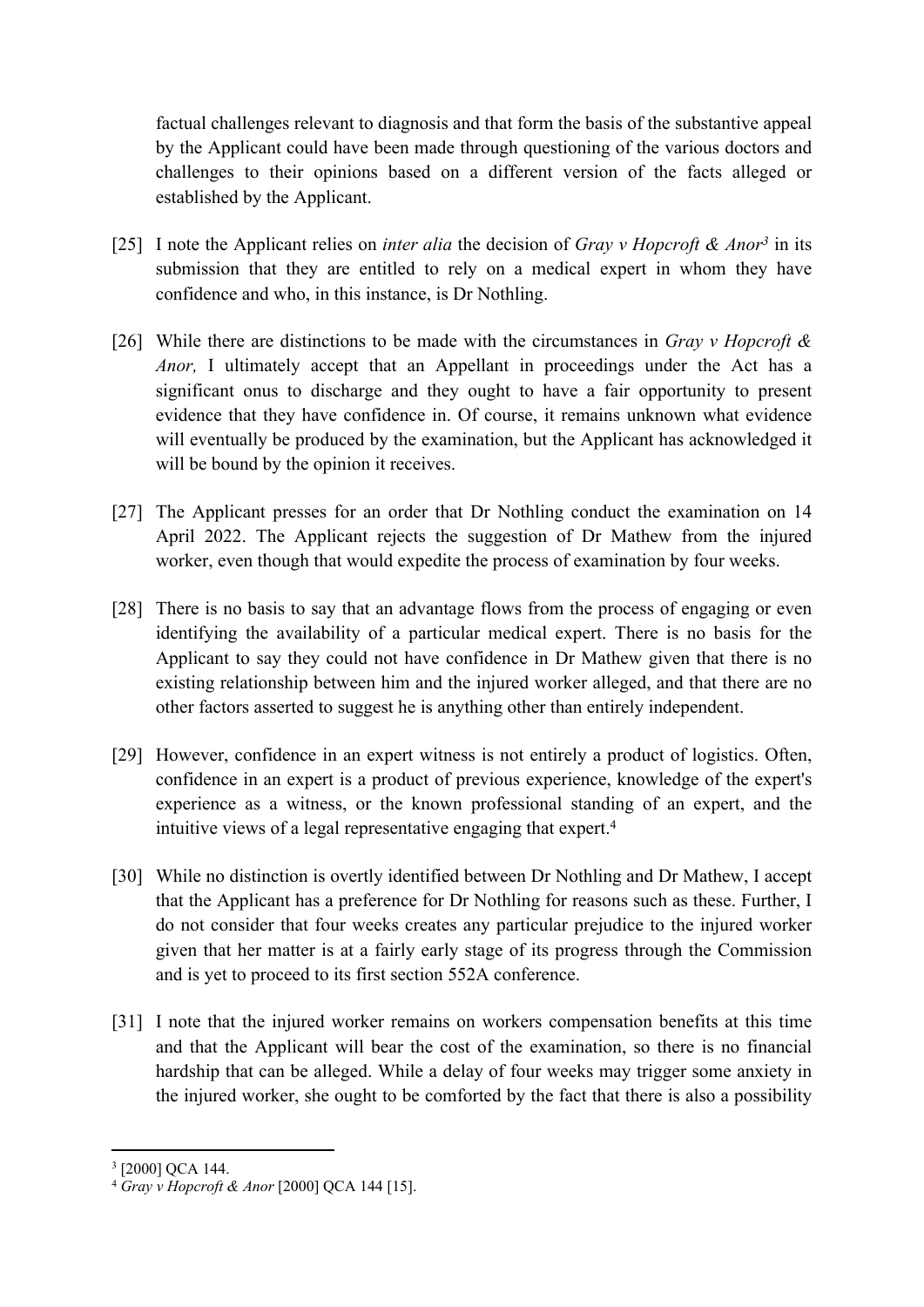factual challenges relevant to diagnosis and that form the basis of the substantive appeal by the Applicant could have been made through questioning of the various doctors and challenges to their opinions based on a different version of the facts alleged or established by the Applicant.

[25] I note the Applicant relies on *inter alia* the decision of *Gray v Hopcroft & Anor*[3] in its submission that they are entitled to rely on a medical expert in whom they have confidence and who, in this instance, is Dr Nothling.

[26] While there are distinctions to be made with the circumstances in *Gray v Hopcroft & Anor,* I ultimately accept that an Appellant in proceedings under the Act has a significant onus to discharge and they ought to have a fair opportunity to present evidence that they have confidence in. Of course, it remains unknown what evidence will eventually be produced by the examination, but the Applicant has acknowledged it will be bound by the opinion it receives.

[27] The Applicant presses for an order that Dr Nothling conduct the examination on 14 April 2022. The Applicant rejects the suggestion of Dr Mathew from the injured worker, even though that would expedite the process of examination by four weeks.

[28] There is no basis to say that an advantage flows from the process of engaging or even identifying the availability of a particular medical expert. There is no basis for the Applicant to say they could not have confidence in Dr Mathew given that there is no existing relationship between him and the injured worker alleged, and that there are no other factors asserted to suggest he is anything other than entirely independent.

[29] However, confidence in an expert witness is not entirely a product of logistics. Often, confidence in an expert is a product of previous experience, knowledge of the expert's experience as a witness, or the known professional standing of an expert, and the intuitive views of a legal representative engaging that expert.[4]

[30] While no distinction is overtly identified between Dr Nothling and Dr Mathew, I accept that the Applicant has a preference for Dr Nothling for reasons such as these. Further, I do not consider that four weeks creates any particular prejudice to the injured worker given that her matter is at a fairly early stage of its progress through the Commission and is yet to proceed to its first section 552A conference.

[31] I note that the injured worker remains on workers compensation benefits at this time and that the Applicant will bear the cost of the examination, so there is no financial hardship that can be alleged. While a delay of four weeks may trigger some anxiety in the injured worker, she ought to be comforted by the fact that there is also a possibility

---

[3] [2000] QCA 144.

[4] *Gray v Hopcroft & Anor* [2000] QCA 144 [15].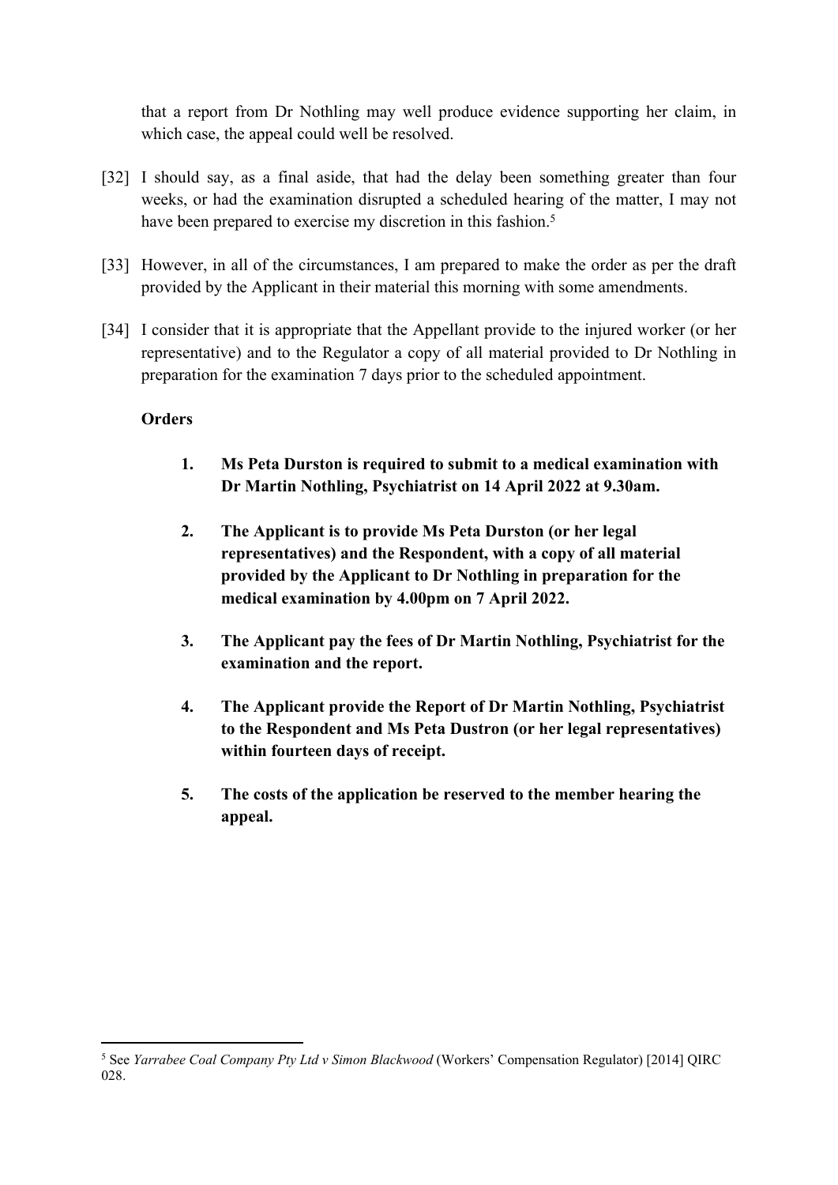that a report from Dr Nothling may well produce evidence supporting her claim, in which case, the appeal could well be resolved.

[32] I should say, as a final aside, that had the delay been something greater than four weeks, or had the examination disrupted a scheduled hearing of the matter, I may not have been prepared to exercise my discretion in this fashion.[5]

[33] However, in all of the circumstances, I am prepared to make the order as per the draft provided by the Applicant in their material this morning with some amendments.

[34] I consider that it is appropriate that the Appellant provide to the injured worker (or her representative) and to the Regulator a copy of all material provided to Dr Nothling in preparation for the examination 7 days prior to the scheduled appointment.

**Orders**

1. **Ms Peta Durston is required to submit to a medical examination with Dr Martin Nothling, Psychiatrist on 14 April 2022 at 9.30am.**

2. **The Applicant is to provide Ms Peta Durston (or her legal representatives) and the Respondent, with a copy of all material provided by the Applicant to Dr Nothling in preparation for the medical examination by 4.00pm on 7 April 2022.**

3. **The Applicant pay the fees of Dr Martin Nothling, Psychiatrist for the examination and the report.**

4. **The Applicant provide the Report of Dr Martin Nothling, Psychiatrist to the Respondent and Ms Peta Dustron (or her legal representatives) within fourteen days of receipt.**

5. **The costs of the application be reserved to the member hearing the appeal.**

---

[5] See *Yarrabee Coal Company Pty Ltd v Simon Blackwood* (Workers' Compensation Regulator) [2014] QIRC 028.